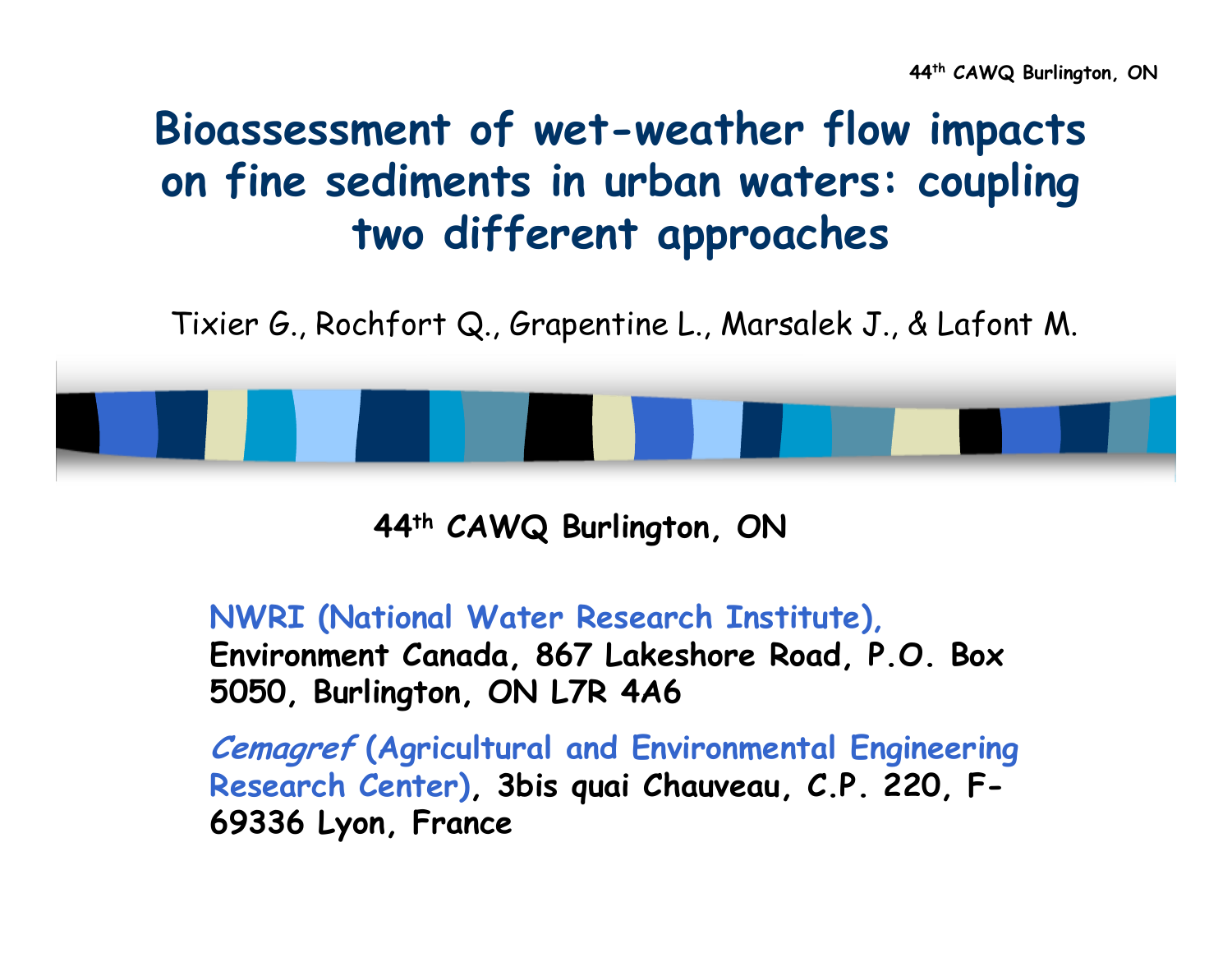# Bioassessment of wet-weather flow impacts on fine sediments in urban waters: coupling two different approaches

Tixier G., Rochfort Q., Grapentine L., Marsalek J., & Lafont M.

**44th CAWQ Burlington, ON**

**NWRI (National Water Research Institute),**
**Environment Canada, 867 Lakeshore Road, P.O. Box 5050, Burlington, ON L7R 4A6**

***Cemagref* (Agricultural and Environmental Engineering Research Center), 3bis quai Chauveau, C.P. 220, F-69336 Lyon, France**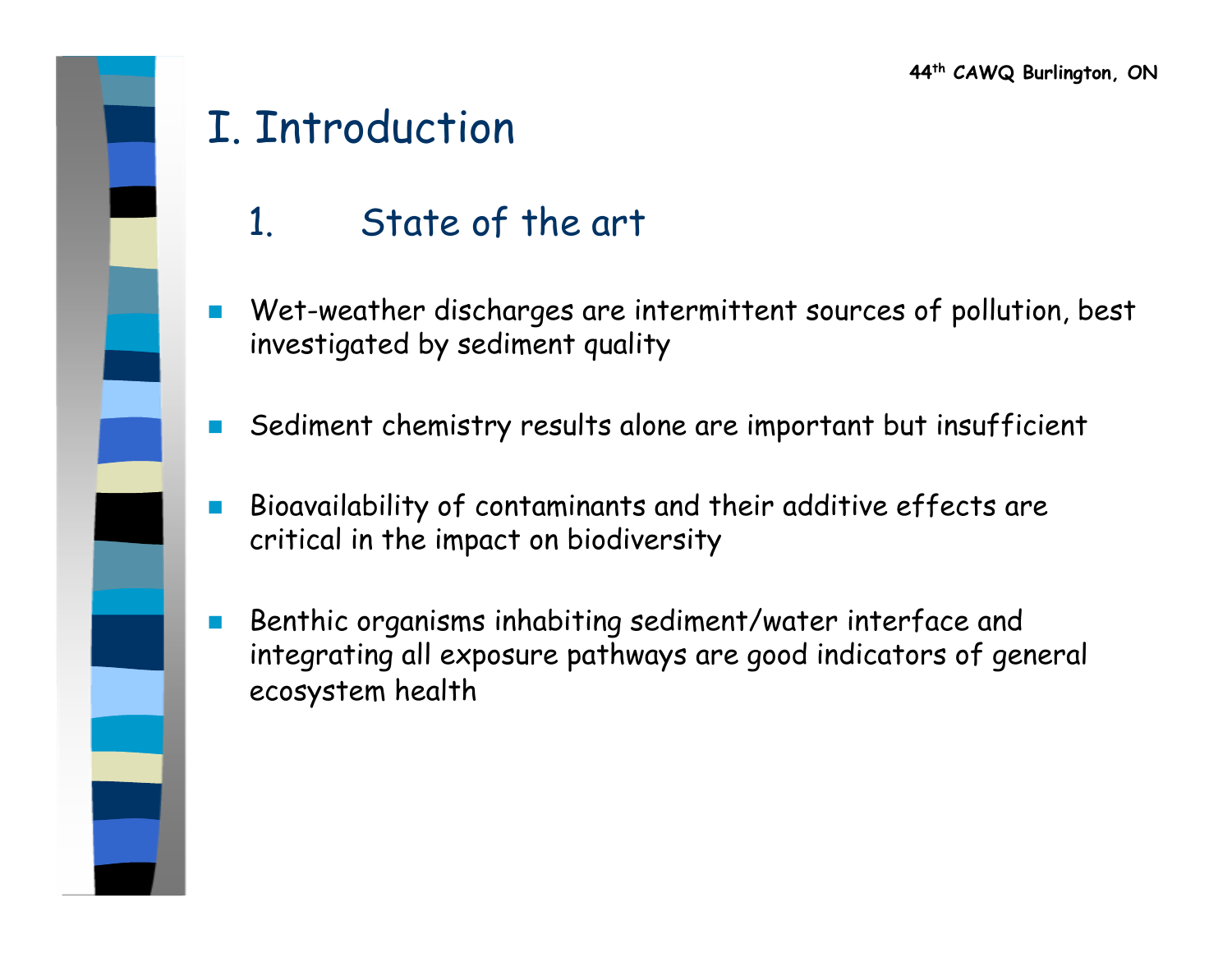# I. Introduction

## 1. State of the art

- Wet-weather discharges are intermittent sources of pollution, best investigated by sediment quality
- Sediment chemistry results alone are important but insufficient
- Bioavailability of contaminants and their additive effects are critical in the impact on biodiversity
- Benthic organisms inhabiting sediment/water interface and integrating all exposure pathways are good indicators of general ecosystem health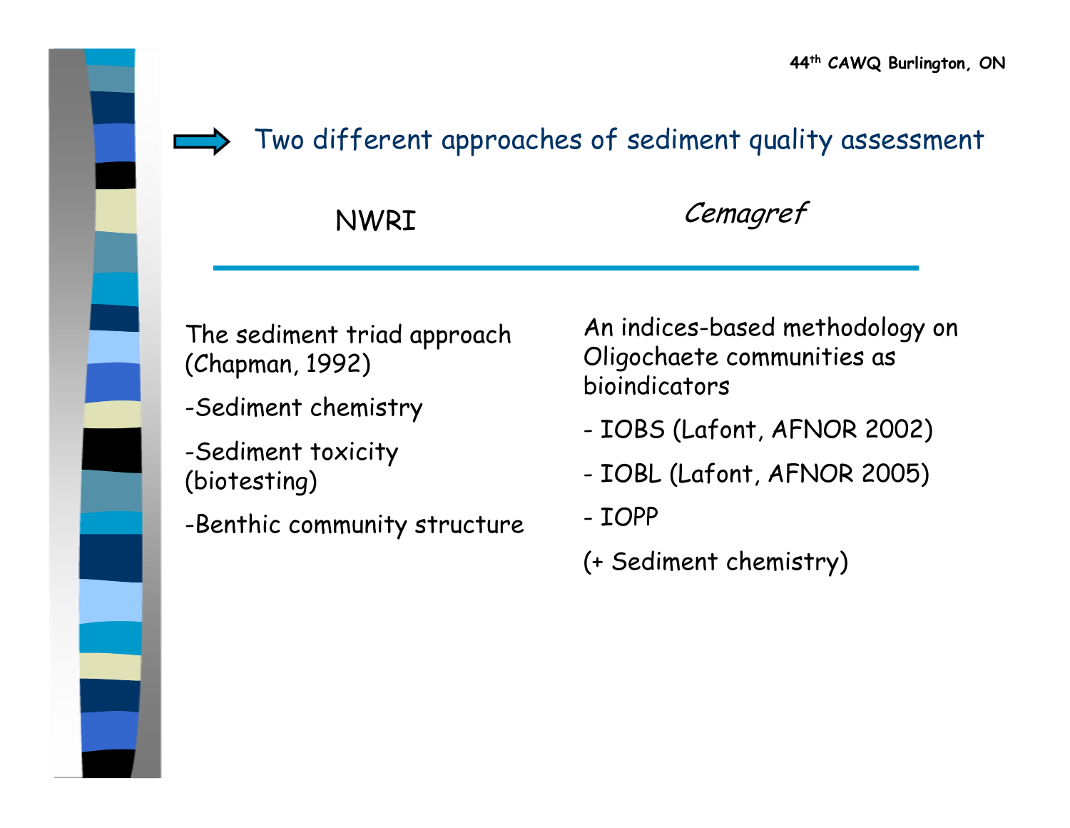## Two different approaches of sediment quality assessment

| NWRI | *Cemagref* |
| --- | --- |
| The sediment triad approach (Chapman, 1992) | An indices-based methodology on Oligochaete communities as bioindicators |
| -Sediment chemistry | - IOBS (Lafont, AFNOR 2002) |
| -Sediment toxicity (biotesting) | - IOBL (Lafont, AFNOR 2005) |
| -Benthic community structure | - IOPP |
| | (+ Sediment chemistry) |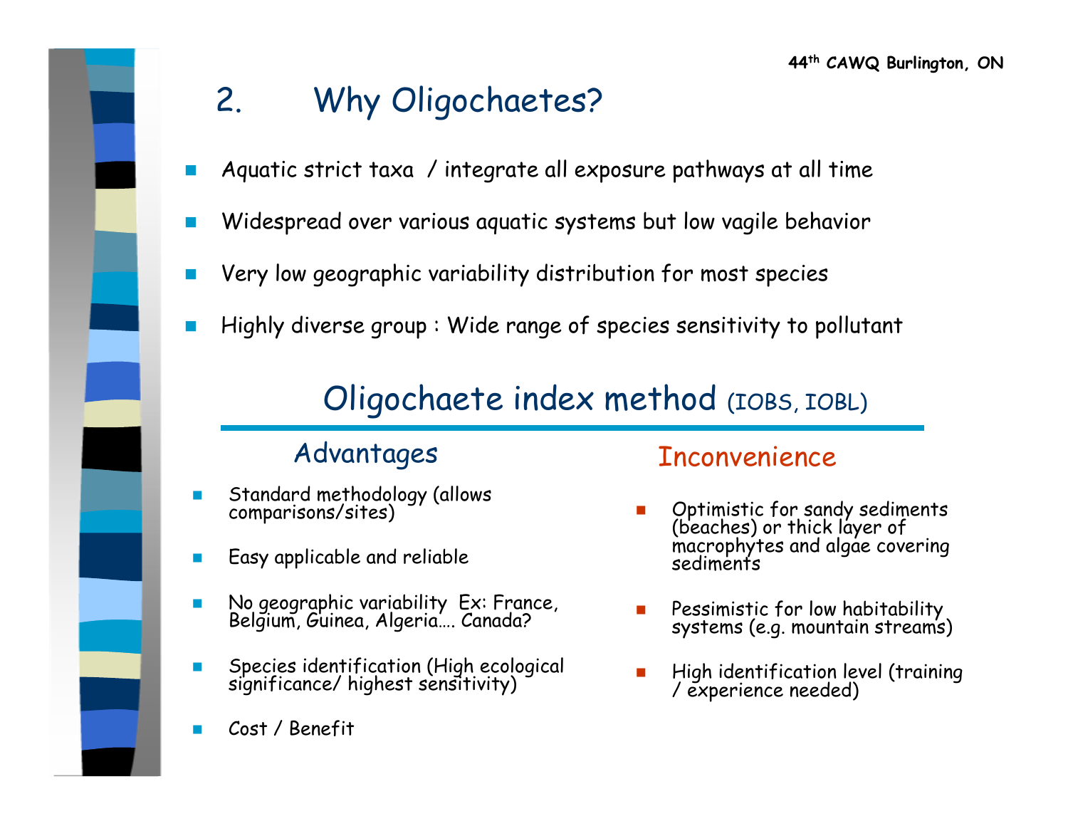## 2. Why Oligochaetes?

- Aquatic strict taxa / integrate all exposure pathways at all time
- Widespread over various aquatic systems but low vagile behavior
- Very low geographic variability distribution for most species
- Highly diverse group : Wide range of species sensitivity to pollutant

### Oligochaete index method (IOBS, IOBL)

#### Advantages

- Standard methodology (allows comparisons/sites)
- Easy applicable and reliable
- No geographic variability Ex: France, Belgium, Guinea, Algeria…. Canada?
- Species identification (High ecological significance/ highest sensitivity)
- Cost / Benefit

#### Inconvenience

- Optimistic for sandy sediments (beaches) or thick layer of macrophytes and algae covering sediments
- Pessimistic for low habitability systems (e.g. mountain streams)
- High identification level (training / experience needed)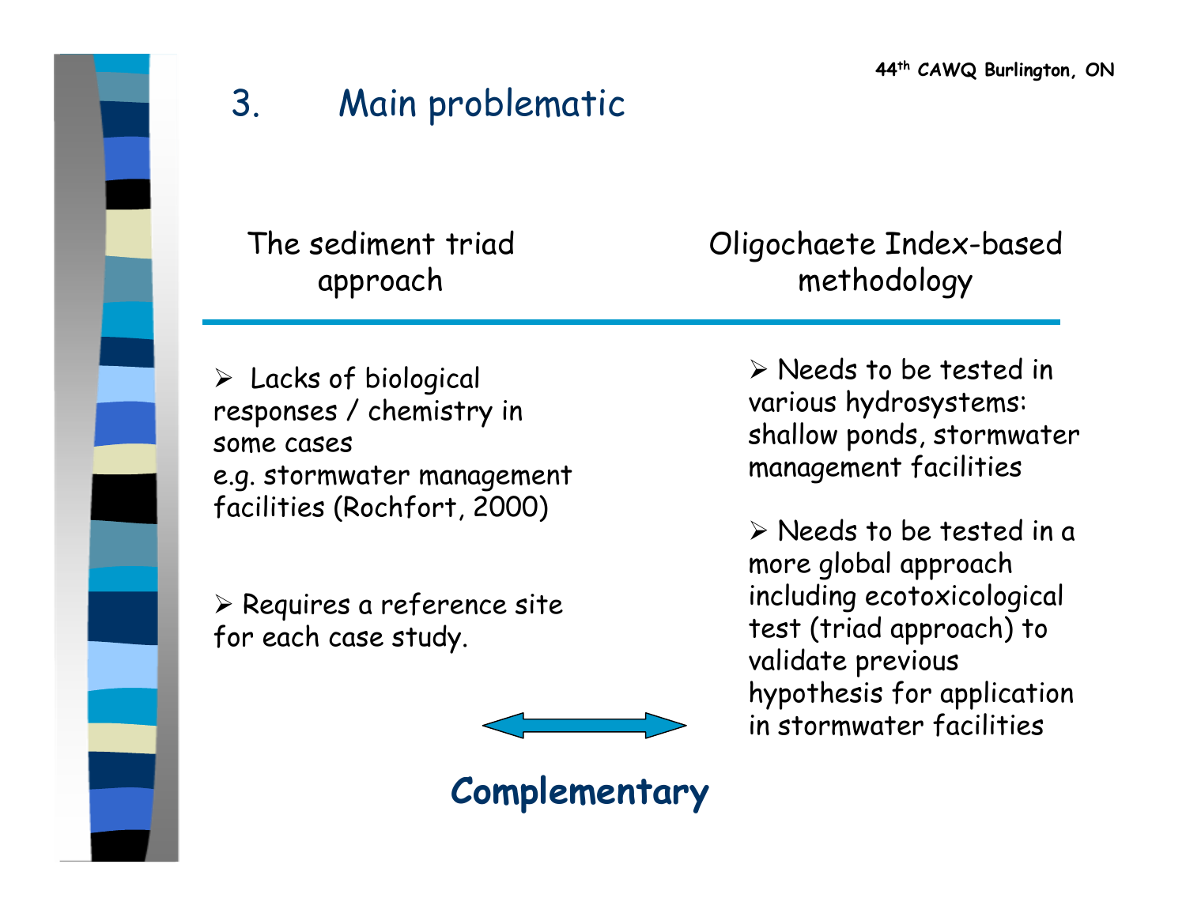## 3. Main problematic

| The sediment triad approach | Oligochaete Index-based methodology |
| --- | --- |
| ➢ Lacks of biological responses / chemistry in some cases e.g. stormwater management facilities (Rochfort, 2000) | ➢ Needs to be tested in various hydrosystems: shallow ponds, stormwater management facilities |
| ➢ Requires a reference site for each case study. | ➢ Needs to be tested in a more global approach including ecotoxicological test (triad approach) to validate previous hypothesis for application in stormwater facilities |

↔

**Complementary**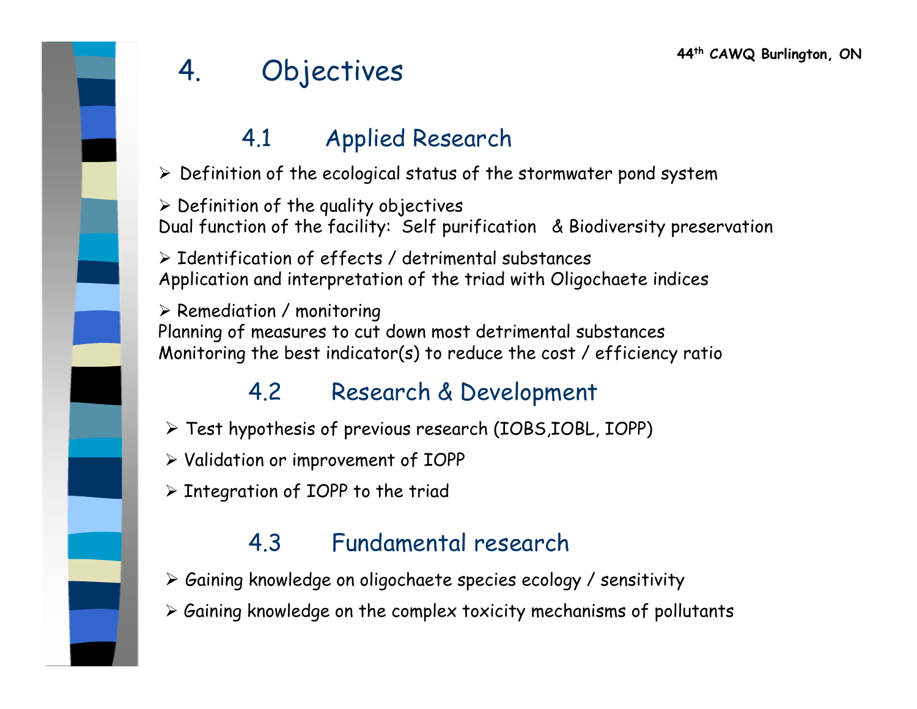# 4. Objectives

## 4.1 Applied Research

- Definition of the ecological status of the stormwater pond system
- Definition of the quality objectives
  Dual function of the facility: Self purification & Biodiversity preservation
- Identification of effects / detrimental substances
  Application and interpretation of the triad with Oligochaete indices
- Remediation / monitoring
  Planning of measures to cut down most detrimental substances
  Monitoring the best indicator(s) to reduce the cost / efficiency ratio

## 4.2 Research & Development

- Test hypothesis of previous research (IOBS,IOBL, IOPP)
- Validation or improvement of IOPP
- Integration of IOPP to the triad

## 4.3 Fundamental research

- Gaining knowledge on oligochaete species ecology / sensitivity
- Gaining knowledge on the complex toxicity mechanisms of pollutants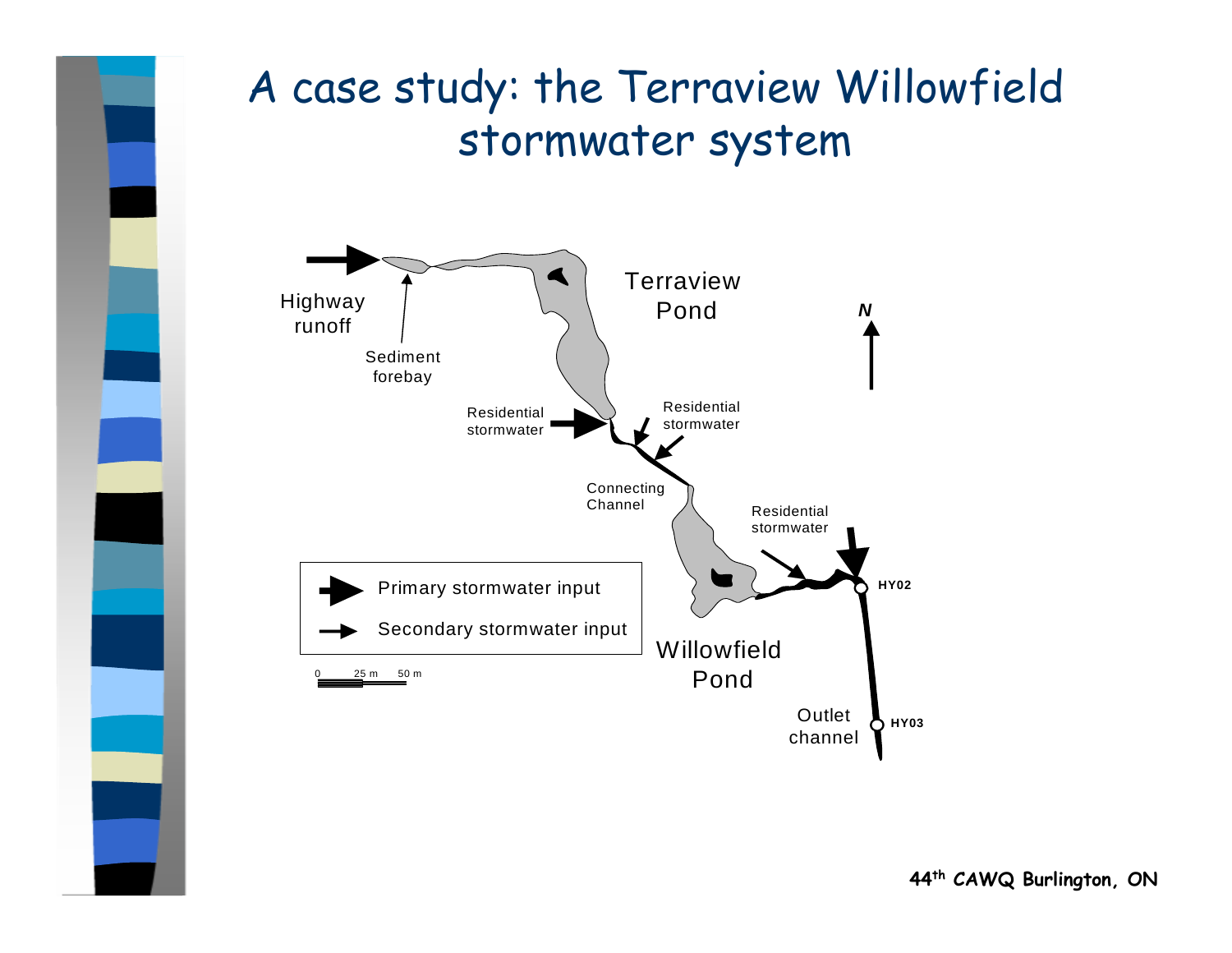# A case study: the Terraview Willowfield stormwater system

Highway runoff

Sediment forebay

Terraview Pond

N

Residential stormwater

Residential stormwater

Connecting Channel

Residential stormwater

HY02

Primary stormwater input

Secondary stormwater input

0 25 m 50 m

Willowfield Pond

Outlet channel

HY03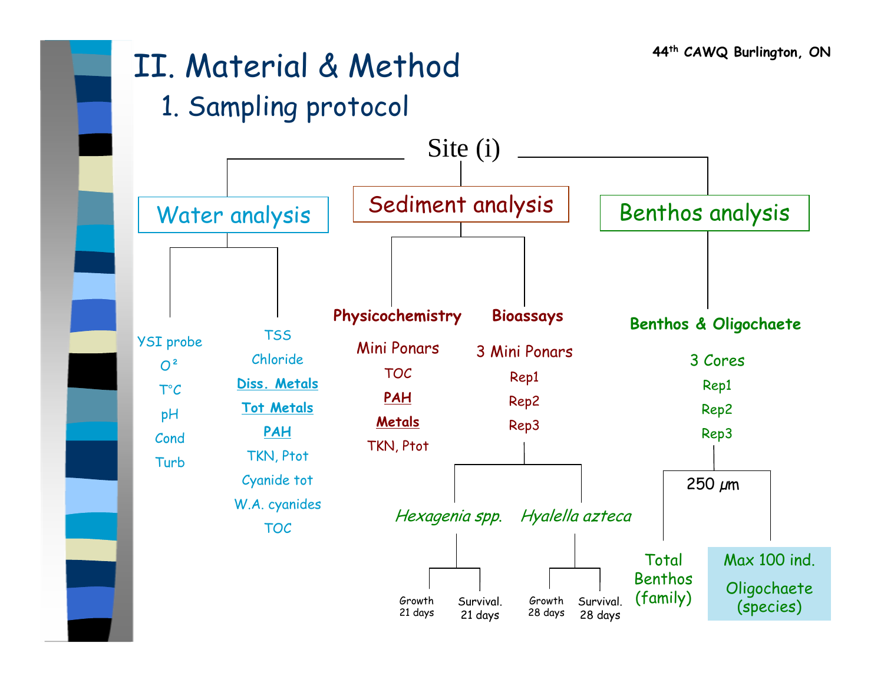# II. Material & Method

## 1. Sampling protocol

Site (i)

### Water analysis

- YSI probe
  - $O_2$
  - T°C
  - pH
  - Cond
  - Turb
- TSS
  - Chloride
  - **Diss. Metals**
  - **Tot Metals**
  - **PAH**
  - TKN, Ptot
  - Cyanide tot
  - W.A. cyanides
  - TOC

### Sediment analysis

- **Physicochemistry**
  - Mini Ponars
  - TOC
  - **PAH**
  - **Metals**
  - TKN, Ptot
- **Bioassays**
  - 3 Mini Ponars
    - Rep1
    - Rep2
    - Rep3
  - *Hexagenia spp.*
    - Growth 21 days
    - Survival. 21 days
  - *Hyalella azteca*
    - Growth 28 days
    - Survival. 28 days

### Benthos analysis

- **Benthos & Oligochaete**
  - 3 Cores
    - Rep1
    - Rep2
    - Rep3
  - 250 µm
    - Total Benthos (family)
    - Max 100 ind. Oligochaete (species)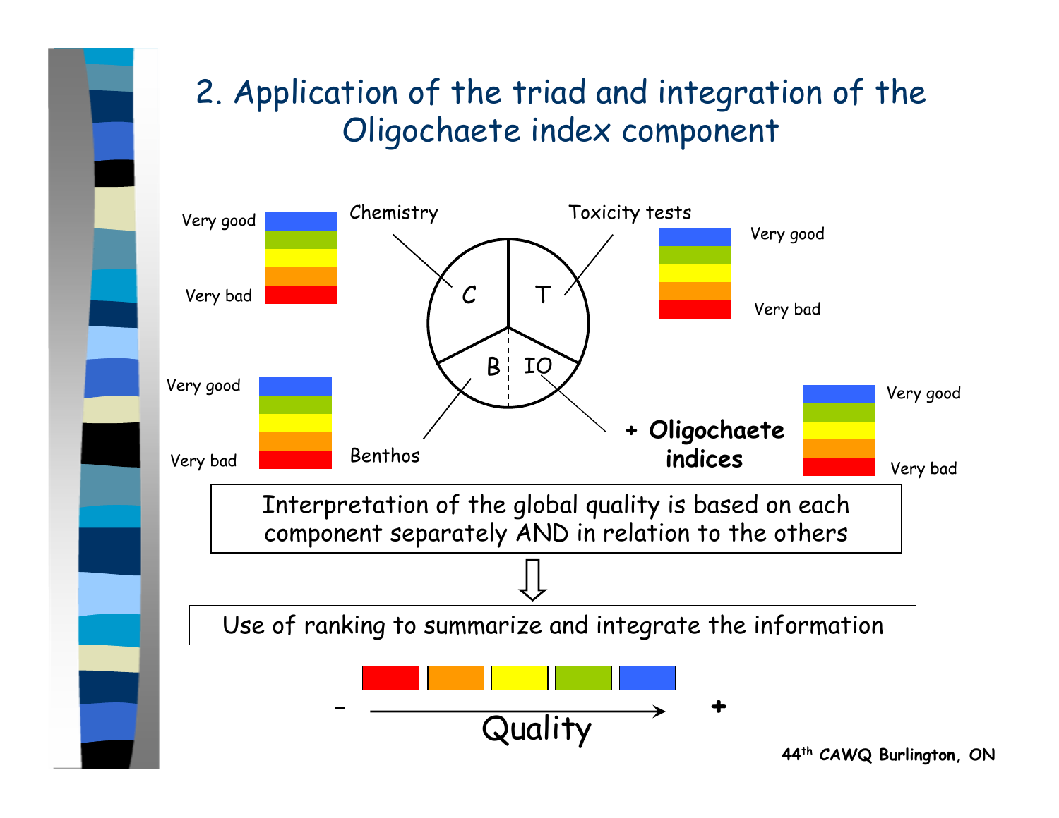## 2. Application of the triad and integration of the Oligochaete index component

Chemistry — C

Very good / Very bad

Toxicity tests — T

Very good / Very bad

Benthos — B

Very good / Very bad

IO — **+ Oligochaete indices**

Very good / Very bad

Interpretation of the global quality is based on each component separately AND in relation to the others

⇩

Use of ranking to summarize and integrate the information

\- → + Quality

**44th CAWQ Burlington, ON**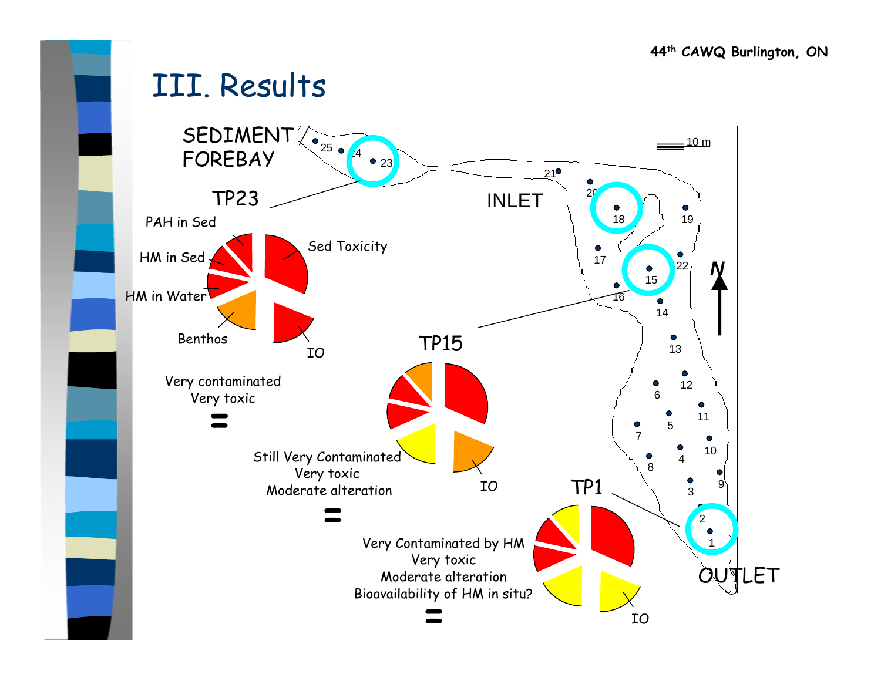# III. Results

SEDIMENT FOREBAY

INLET

OUTLET

TP23

PAH in Sed

HM in Sed

HM in Water

Benthos

Sed Toxicity

IO

Very contaminated
Very toxic

=

TP15

IO

Still Very Contaminated
Very toxic
Moderate alteration

=

TP1

IO

Very Contaminated by HM
Very toxic
Moderate alteration
Bioavailability of HM in situ?

=

10 m

N

25 24 23 21 20 18 19 17 15 22 16 14 13 12 6 11 5 7 10 4 8 9 3 2 1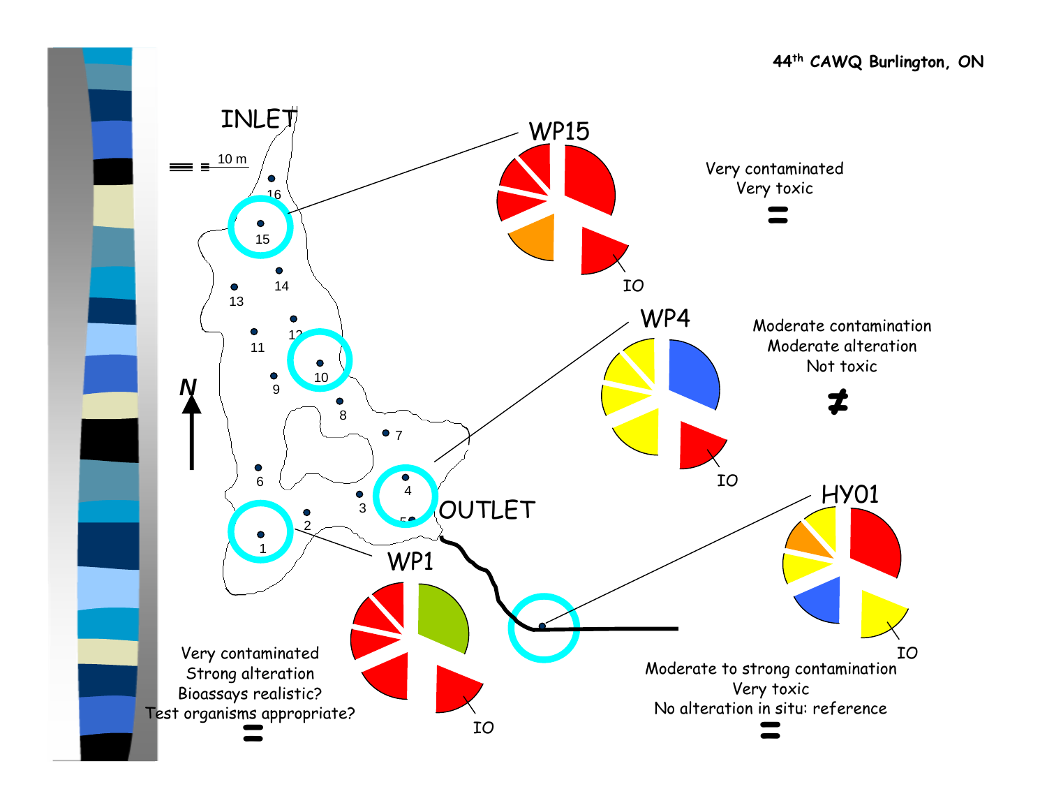44[th] CAWQ Burlington, ON

INLET

10 m

N

OUTLET

WP15

Very contaminated
Very toxic

=

WP4

Moderate contamination
Moderate alteration
Not toxic

≠

HY01

Moderate to strong contamination
Very toxic
No alteration in situ: reference

=

WP1

Very contaminated
Strong alteration
Bioassays realistic?
Test organisms appropriate?

=

IO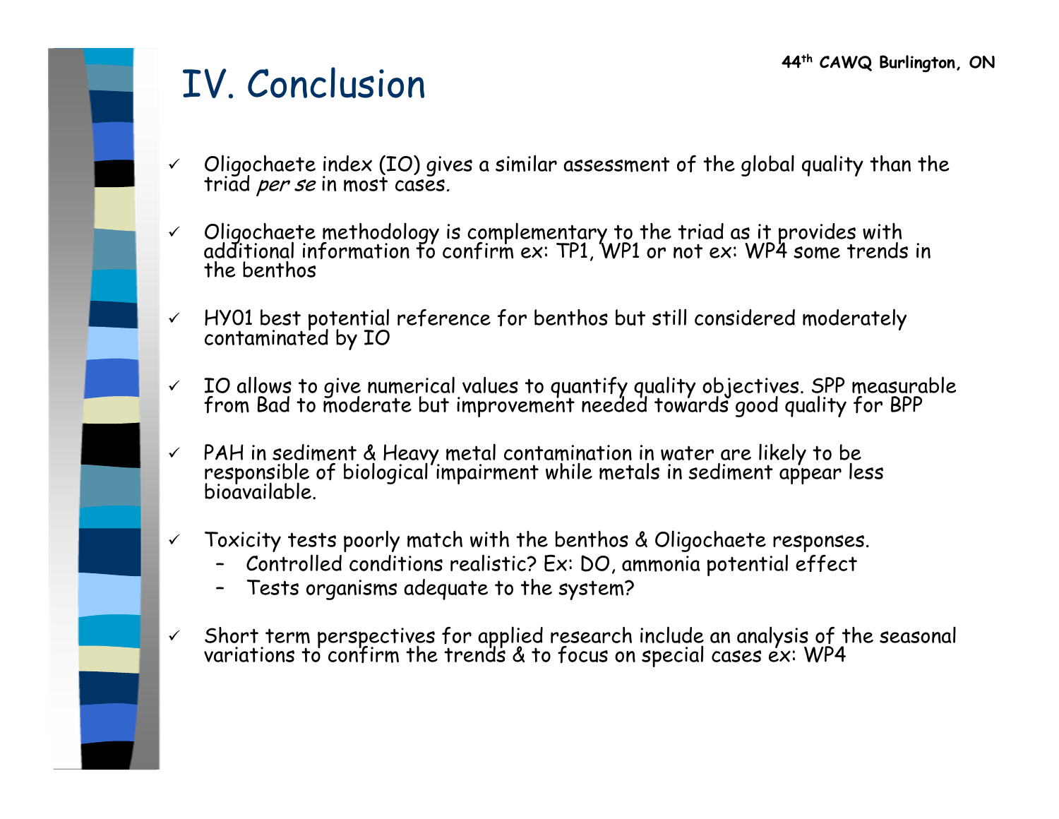# IV. Conclusion

- ✓ Oligochaete index (IO) gives a similar assessment of the global quality than the triad *per se* in most cases.
- ✓ Oligochaete methodology is complementary to the triad as it provides with additional information to confirm ex: TP1, WP1 or not ex: WP4 some trends in the benthos
- ✓ HY01 best potential reference for benthos but still considered moderately contaminated by IO
- ✓ IO allows to give numerical values to quantify quality objectives. SPP measurable from Bad to moderate but improvement needed towards good quality for BPP
- ✓ PAH in sediment & Heavy metal contamination in water are likely to be responsible of biological impairment while metals in sediment appear less bioavailable.
- ✓ Toxicity tests poorly match with the benthos & Oligochaete responses.
  - Controlled conditions realistic? Ex: DO, ammonia potential effect
  - Tests organisms adequate to the system?
- ✓ Short term perspectives for applied research include an analysis of the seasonal variations to confirm the trends & to focus on special cases ex: WP4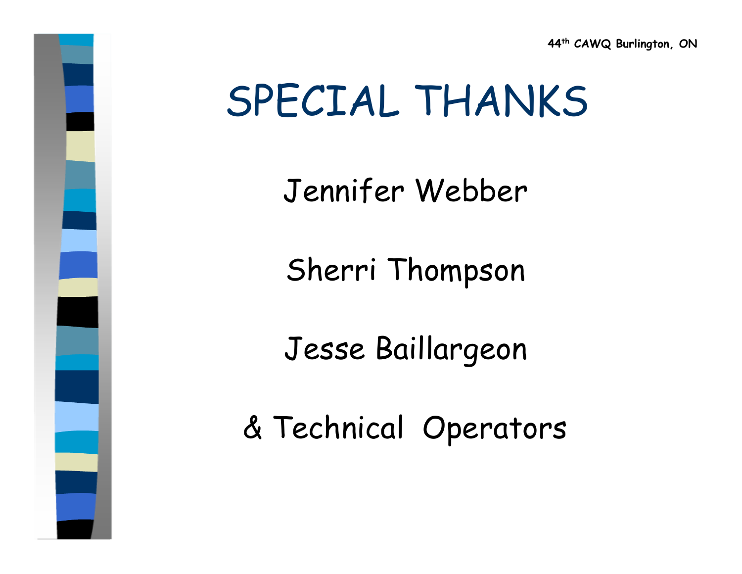# SPECIAL THANKS

Jennifer Webber

Sherri Thompson

Jesse Baillargeon

& Technical Operators